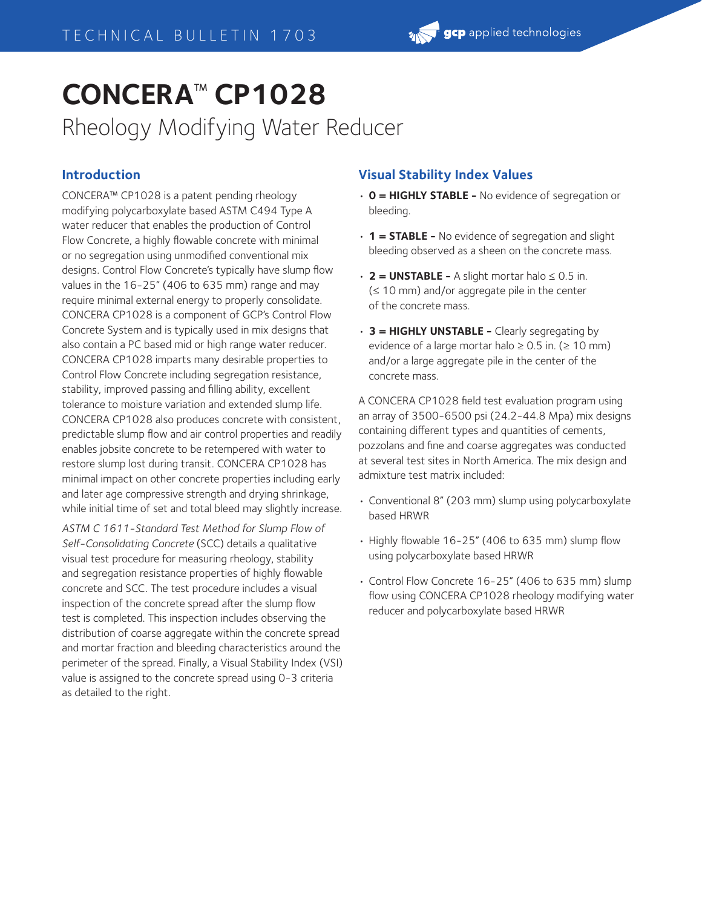# CONCERA™ CP1028

## Rheology Modifying Water Reducer

### Introduction

CONCERA™ CP1028 is a patent pending rheology modifying polycarboxylate based ASTM C494 Type A water reducer that enables the production of Control Flow Concrete, a highly flowable concrete with minimal or no segregation using unmodified conventional mix designs. Control Flow Concrete's typically have slump flow values in the 16-25" (406 to 635 mm) range and may require minimal external energy to properly consolidate. CONCERA CP1028 is a component of GCP's Control Flow Concrete System and is typically used in mix designs that also contain a PC based mid or high range water reducer. CONCERA CP1028 imparts many desirable properties to Control Flow Concrete including segregation resistance, stability, improved passing and filling ability, excellent tolerance to moisture variation and extended slump life. CONCERA CP1028 also produces concrete with consistent, predictable slump flow and air control properties and readily enables jobsite concrete to be retempered with water to restore slump lost during transit. CONCERA CP1028 has minimal impact on other concrete properties including early and later age compressive strength and drying shrinkage, while initial time of set and total bleed may slightly increase.

*ASTM C 1611-Standard Test Method for Slump Flow of Self-Consolidating Concrete* (SCC) details a qualitative visual test procedure for measuring rheology, stability and segregation resistance properties of highly flowable concrete and SCC. The test procedure includes a visual inspection of the concrete spread after the slump flow test is completed. This inspection includes observing the distribution of coarse aggregate within the concrete spread and mortar fraction and bleeding characteristics around the perimeter of the spread. Finally, a Visual Stability Index (VSI) value is assigned to the concrete spread using 0-3 criteria as detailed to the right.

### Visual Stability Index Values

- **0 = HIGHLY STABLE -** No evidence of segregation or bleeding.
- **1 = STABLE -** No evidence of segregation and slight bleeding observed as a sheen on the concrete mass.
- **2 = UNSTABLE -** A slight mortar halo ≤ 0.5 in. (≤ 10 mm) and/or aggregate pile in the center of the concrete mass.
- **3 = HIGHLY UNSTABLE -** Clearly segregating by evidence of a large mortar halo ≥ 0.5 in. (≥ 10 mm) and/or a large aggregate pile in the center of the concrete mass.

A CONCERA CP1028 field test evaluation program using an array of 3500-6500 psi (24.2-44.8 Mpa) mix designs containing different types and quantities of cements, pozzolans and fine and coarse aggregates was conducted at several test sites in North America. The mix design and admixture test matrix included:

- Conventional 8" (203 mm) slump using polycarboxylate based HRWR
- Highly flowable 16-25" (406 to 635 mm) slump flow using polycarboxylate based HRWR
- Control Flow Concrete 16-25" (406 to 635 mm) slump flow using CONCERA CP1028 rheology modifying water reducer and polycarboxylate based HRWR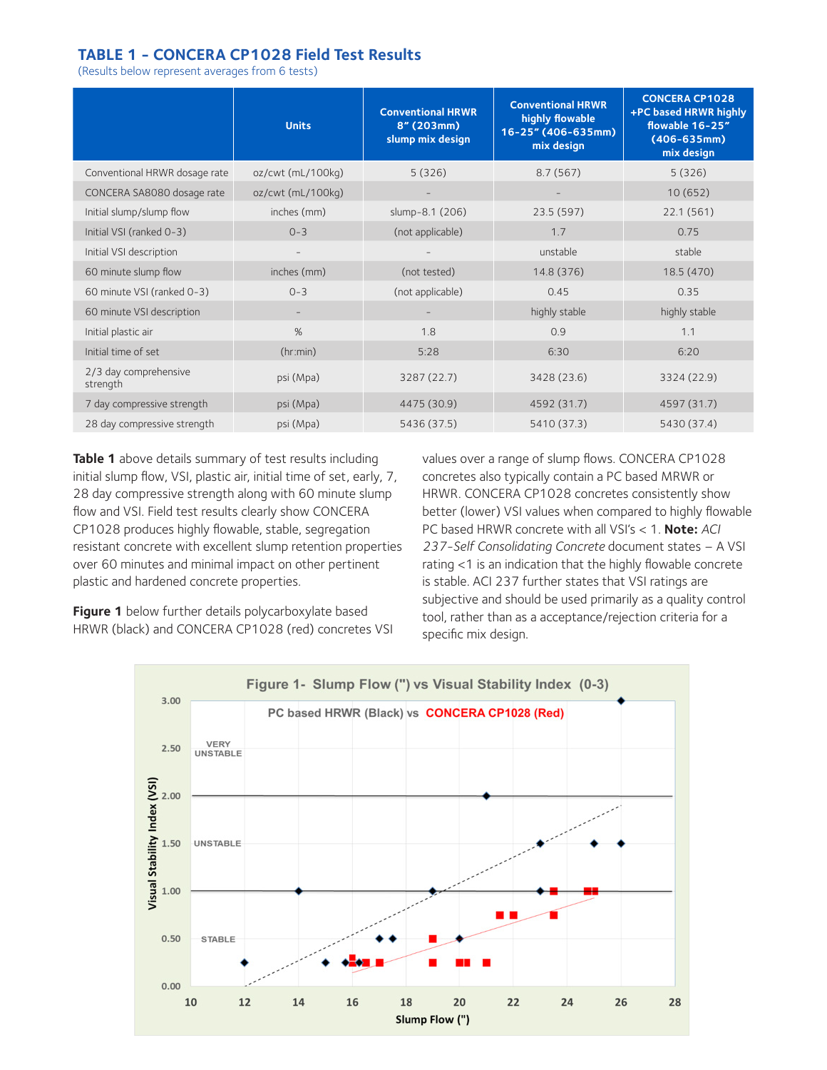### TABLE 1 – CONCERA CP1028 Field Test Results

(Results below represent averages from 6 tests)

| | Units | Conventional HRWR 8" (203mm) slump mix design | Conventional HRWR highly flowable 16-25" (406-635mm) mix design | CONCERA CP1028 +PC based HRWR highly flowable 16-25" (406-635mm) mix design |
|---|---|---|---|---|
| Conventional HRWR dosage rate | oz/cwt (mL/100kg) | 5 (326) | 8.7 (567) | 5 (326) |
| CONCERA SA8080 dosage rate | oz/cwt (mL/100kg) | - | - | 10 (652) |
| Initial slump/slump flow | inches (mm) | slump-8.1 (206) | 23.5 (597) | 22.1 (561) |
| Initial VSI (ranked 0-3) | 0-3 | (not applicable) | 1.7 | 0.75 |
| Initial VSI description | - | - | unstable | stable |
| 60 minute slump flow | inches (mm) | (not tested) | 14.8 (376) | 18.5 (470) |
| 60 minute VSI (ranked 0-3) | 0-3 | (not applicable) | 0.45 | 0.35 |
| 60 minute VSI description | - | - | highly stable | highly stable |
| Initial plastic air | % | 1.8 | 0.9 | 1.1 |
| Initial time of set | (hr:min) | 5:28 | 6:30 | 6:20 |
| 2/3 day comprehensive strength | psi (Mpa) | 3287 (22.7) | 3428 (23.6) | 3324 (22.9) |
| 7 day compressive strength | psi (Mpa) | 4475 (30.9) | 4592 (31.7) | 4597 (31.7) |
| 28 day compressive strength | psi (Mpa) | 5436 (37.5) | 5410 (37.3) | 5430 (37.4) |

**Table 1** above details summary of test results including initial slump flow, VSI, plastic air, initial time of set, early, 7, 28 day compressive strength along with 60 minute slump flow and VSI. Field test results clearly show CONCERA CP1028 produces highly flowable, stable, segregation resistant concrete with excellent slump retention properties over 60 minutes and minimal impact on other pertinent plastic and hardened concrete properties.

**Figure 1** below further details polycarboxylate based HRWR (black) and CONCERA CP1028 (red) concretes VSI values over a range of slump flows. CONCERA CP1028 concretes also typically contain a PC based MRWR or HRWR. CONCERA CP1028 concretes consistently show better (lower) VSI values when compared to highly flowable PC based HRWR concrete with all VSI's < 1. **Note:** *ACI 237-Self Consolidating Concrete* document states – A VSI rating <1 is an indication that the highly flowable concrete is stable. ACI 237 further states that VSI ratings are subjective and should be used primarily as a quality control tool, rather than as a acceptance/rejection criteria for a specific mix design.

**Figure 1- Slump Flow (") vs Visual Stability Index (0-3)**

PC based HRWR (Black) vs CONCERA CP1028 (Red)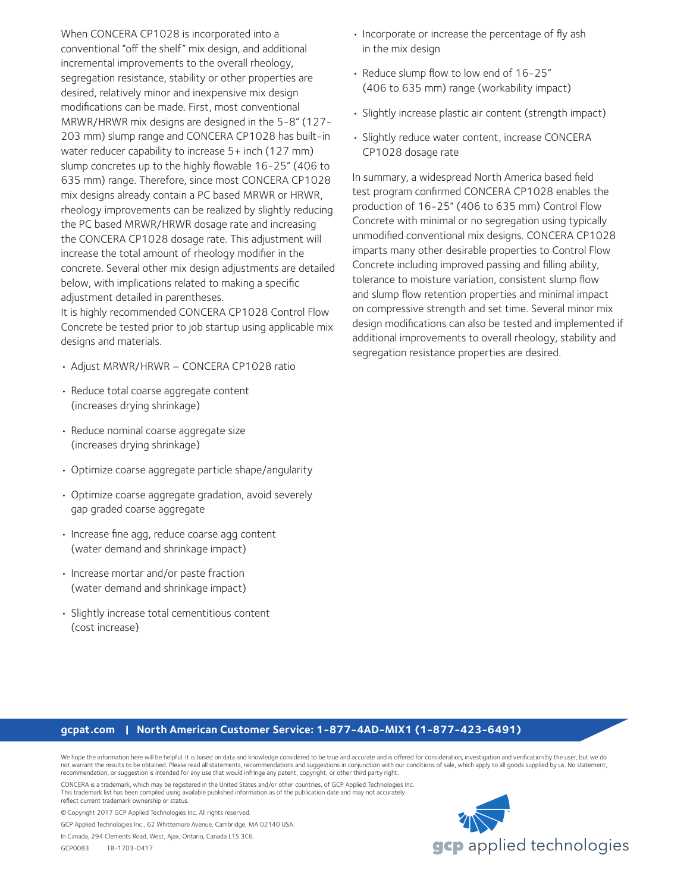When CONCERA CP1028 is incorporated into a conventional "off the shelf" mix design, and additional incremental improvements to the overall rheology, segregation resistance, stability or other properties are desired, relatively minor and inexpensive mix design modifications can be made. First, most conventional MRWR/HRWR mix designs are designed in the 5-8" (127-203 mm) slump range and CONCERA CP1028 has built-in water reducer capability to increase 5+ inch (127 mm) slump concretes up to the highly flowable 16-25" (406 to 635 mm) range. Therefore, since most CONCERA CP1028 mix designs already contain a PC based MRWR or HRWR, rheology improvements can be realized by slightly reducing the PC based MRWR/HRWR dosage rate and increasing the CONCERA CP1028 dosage rate. This adjustment will increase the total amount of rheology modifier in the concrete. Several other mix design adjustments are detailed below, with implications related to making a specific adjustment detailed in parentheses.

It is highly recommended CONCERA CP1028 Control Flow Concrete be tested prior to job startup using applicable mix designs and materials.

- Adjust MRWR/HRWR – CONCERA CP1028 ratio
- Reduce total coarse aggregate content (increases drying shrinkage)
- Reduce nominal coarse aggregate size (increases drying shrinkage)
- Optimize coarse aggregate particle shape/angularity
- Optimize coarse aggregate gradation, avoid severely gap graded coarse aggregate
- Increase fine agg, reduce coarse agg content (water demand and shrinkage impact)
- Increase mortar and/or paste fraction (water demand and shrinkage impact)
- Slightly increase total cementitious content (cost increase)
- Incorporate or increase the percentage of fly ash in the mix design
- Reduce slump flow to low end of 16-25" (406 to 635 mm) range (workability impact)
- Slightly increase plastic air content (strength impact)
- Slightly reduce water content, increase CONCERA CP1028 dosage rate

In summary, a widespread North America based field test program confirmed CONCERA CP1028 enables the production of 16-25" (406 to 635 mm) Control Flow Concrete with minimal or no segregation using typically unmodified conventional mix designs. CONCERA CP1028 imparts many other desirable properties to Control Flow Concrete including improved passing and filling ability, tolerance to moisture variation, consistent slump flow and slump flow retention properties and minimal impact on compressive strength and set time. Several minor mix design modifications can also be tested and implemented if additional improvements to overall rheology, stability and segregation resistance properties are desired.

**gcpat.com | North American Customer Service: 1-877-4AD-MIX1 (1-877-423-6491)**

We hope the information here will be helpful. It is based on data and knowledge considered to be true and accurate and is offered for consideration, investigation and verification by the user, but we do not warrant the results to be obtained. Please read all statements, recommendations and suggestions in conjunction with our conditions of sale, which apply to all goods supplied by us. No statement, recommendation, or suggestion is intended for any use that would infringe any patent, copyright, or other third party right.

CONCERA is a trademark, which may be registered in the United States and/or other countries, of GCP Applied Technologies Inc. This trademark list has been compiled using available published information as of the publication date and may not accurately reflect current trademark ownership or status.

© Copyright 2017 GCP Applied Technologies Inc. All rights reserved.

GCP Applied Technologies Inc., 62 Whittemore Avenue, Cambridge, MA 02140 USA.

In Canada, 294 Clements Road, West, Ajax, Ontario, Canada L1S 3C6.

GCP0083 TB-1703-0417

gcp applied technologies